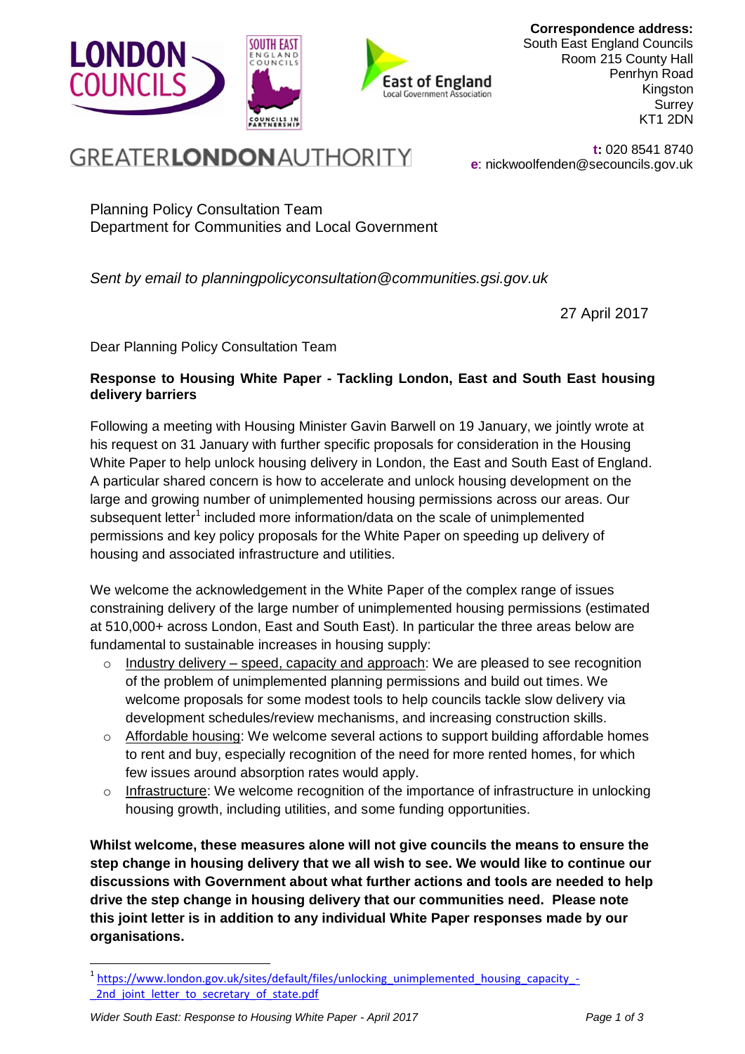LONDON COUNCILS

SOUTH EAST ENGLAND COUNCILS

East of England Local Government Association

GREATER**LONDON**AUTHORITY

**Correspondence address:**
South East England Councils
Room 215 County Hall
Penrhyn Road
Kingston
Surrey
KT1 2DN

**t:** 020 8541 8740
**e**: nickwoolfenden@secouncils.gov.uk

Planning Policy Consultation Team
Department for Communities and Local Government

*Sent by email to planningpolicyconsultation@communities.gsi.gov.uk*

27 April 2017

Dear Planning Policy Consultation Team

**Response to Housing White Paper - Tackling London, East and South East housing delivery barriers**

Following a meeting with Housing Minister Gavin Barwell on 19 January, we jointly wrote at his request on 31 January with further specific proposals for consideration in the Housing White Paper to help unlock housing delivery in London, the East and South East of England. A particular shared concern is how to accelerate and unlock housing development on the large and growing number of unimplemented housing permissions across our areas. Our subsequent letter[1] included more information/data on the scale of unimplemented permissions and key policy proposals for the White Paper on speeding up delivery of housing and associated infrastructure and utilities.

We welcome the acknowledgement in the White Paper of the complex range of issues constraining delivery of the large number of unimplemented housing permissions (estimated at 510,000+ across London, East and South East). In particular the three areas below are fundamental to sustainable increases in housing supply:

- Industry delivery – speed, capacity and approach: We are pleased to see recognition of the problem of unimplemented planning permissions and build out times. We welcome proposals for some modest tools to help councils tackle slow delivery via development schedules/review mechanisms, and increasing construction skills.
- Affordable housing: We welcome several actions to support building affordable homes to rent and buy, especially recognition of the need for more rented homes, for which few issues around absorption rates would apply.
- Infrastructure: We welcome recognition of the importance of infrastructure in unlocking housing growth, including utilities, and some funding opportunities.

**Whilst welcome, these measures alone will not give councils the means to ensure the step change in housing delivery that we all wish to see. We would like to continue our discussions with Government about what further actions and tools are needed to help drive the step change in housing delivery that our communities need. Please note this joint letter is in addition to any individual White Paper responses made by our organisations.**

[1] https://www.london.gov.uk/sites/default/files/unlocking_unimplemented_housing_capacity_-_2nd_joint_letter_to_secretary_of_state.pdf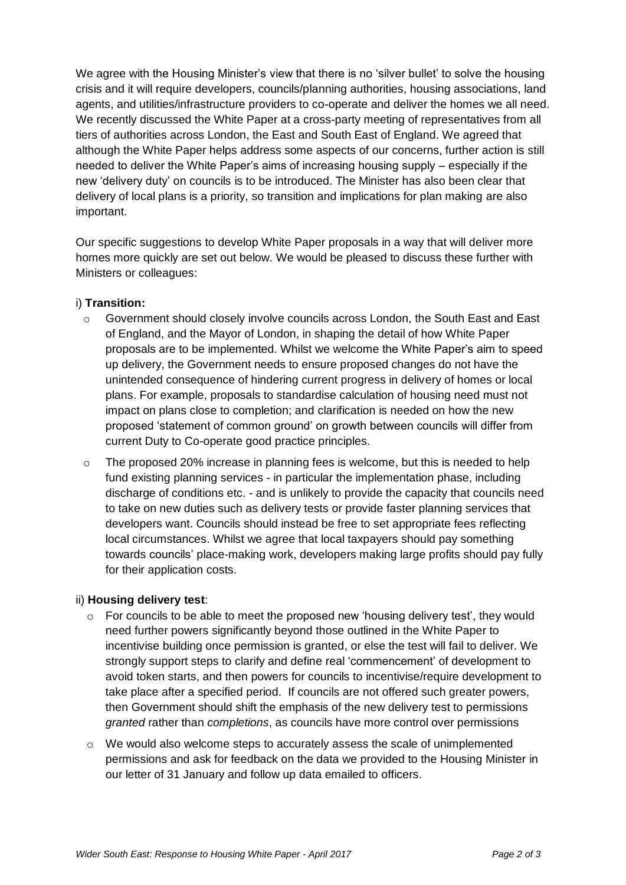We agree with the Housing Minister's view that there is no 'silver bullet' to solve the housing crisis and it will require developers, councils/planning authorities, housing associations, land agents, and utilities/infrastructure providers to co-operate and deliver the homes we all need. We recently discussed the White Paper at a cross-party meeting of representatives from all tiers of authorities across London, the East and South East of England. We agreed that although the White Paper helps address some aspects of our concerns, further action is still needed to deliver the White Paper's aims of increasing housing supply – especially if the new 'delivery duty' on councils is to be introduced. The Minister has also been clear that delivery of local plans is a priority, so transition and implications for plan making are also important.

Our specific suggestions to develop White Paper proposals in a way that will deliver more homes more quickly are set out below. We would be pleased to discuss these further with Ministers or colleagues:

i) **Transition:**

- Government should closely involve councils across London, the South East and East of England, and the Mayor of London, in shaping the detail of how White Paper proposals are to be implemented. Whilst we welcome the White Paper's aim to speed up delivery, the Government needs to ensure proposed changes do not have the unintended consequence of hindering current progress in delivery of homes or local plans. For example, proposals to standardise calculation of housing need must not impact on plans close to completion; and clarification is needed on how the new proposed 'statement of common ground' on growth between councils will differ from current Duty to Co-operate good practice principles.
- The proposed 20% increase in planning fees is welcome, but this is needed to help fund existing planning services - in particular the implementation phase, including discharge of conditions etc. - and is unlikely to provide the capacity that councils need to take on new duties such as delivery tests or provide faster planning services that developers want. Councils should instead be free to set appropriate fees reflecting local circumstances. Whilst we agree that local taxpayers should pay something towards councils' place-making work, developers making large profits should pay fully for their application costs.

ii) **Housing delivery test**:

- For councils to be able to meet the proposed new 'housing delivery test', they would need further powers significantly beyond those outlined in the White Paper to incentivise building once permission is granted, or else the test will fail to deliver. We strongly support steps to clarify and define real 'commencement' of development to avoid token starts, and then powers for councils to incentivise/require development to take place after a specified period. If councils are not offered such greater powers, then Government should shift the emphasis of the new delivery test to permissions *granted* rather than *completions*, as councils have more control over permissions
- We would also welcome steps to accurately assess the scale of unimplemented permissions and ask for feedback on the data we provided to the Housing Minister in our letter of 31 January and follow up data emailed to officers.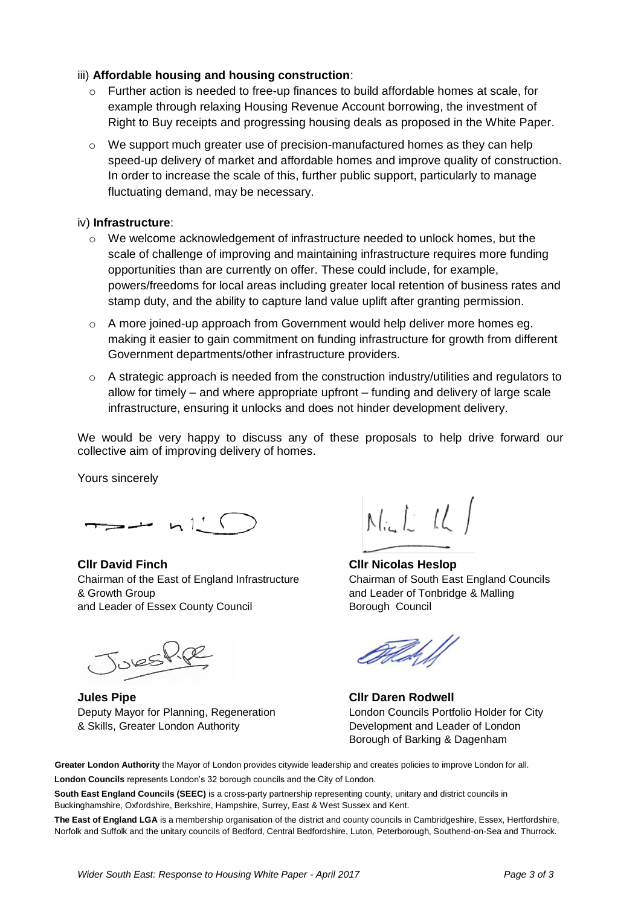iii) **Affordable housing and housing construction**:

- Further action is needed to free-up finances to build affordable homes at scale, for example through relaxing Housing Revenue Account borrowing, the investment of Right to Buy receipts and progressing housing deals as proposed in the White Paper.
- We support much greater use of precision-manufactured homes as they can help speed-up delivery of market and affordable homes and improve quality of construction. In order to increase the scale of this, further public support, particularly to manage fluctuating demand, may be necessary.

iv) **Infrastructure**:

- We welcome acknowledgement of infrastructure needed to unlock homes, but the scale of challenge of improving and maintaining infrastructure requires more funding opportunities than are currently on offer. These could include, for example, powers/freedoms for local areas including greater local retention of business rates and stamp duty, and the ability to capture land value uplift after granting permission.
- A more joined-up approach from Government would help deliver more homes eg. making it easier to gain commitment on funding infrastructure for growth from different Government departments/other infrastructure providers.
- A strategic approach is needed from the construction industry/utilities and regulators to allow for timely – and where appropriate upfront – funding and delivery of large scale infrastructure, ensuring it unlocks and does not hinder development delivery.

We would be very happy to discuss any of these proposals to help drive forward our collective aim of improving delivery of homes.

Yours sincerely

**Cllr David Finch**
Chairman of the East of England Infrastructure & Growth Group
and Leader of Essex County Council

**Cllr Nicolas Heslop**
Chairman of South East England Councils and Leader of Tonbridge & Malling Borough Council

**Jules Pipe**
Deputy Mayor for Planning, Regeneration & Skills, Greater London Authority

**Cllr Daren Rodwell**
London Councils Portfolio Holder for City Development and Leader of London Borough of Barking & Dagenham

**Greater London Authority** the Mayor of London provides citywide leadership and creates policies to improve London for all.

**London Councils** represents London's 32 borough councils and the City of London.

**South East England Councils (SEEC)** is a cross-party partnership representing county, unitary and district councils in Buckinghamshire, Oxfordshire, Berkshire, Hampshire, Surrey, East & West Sussex and Kent.

**The East of England LGA** is a membership organisation of the district and county councils in Cambridgeshire, Essex, Hertfordshire, Norfolk and Suffolk and the unitary councils of Bedford, Central Bedfordshire, Luton, Peterborough, Southend-on-Sea and Thurrock.